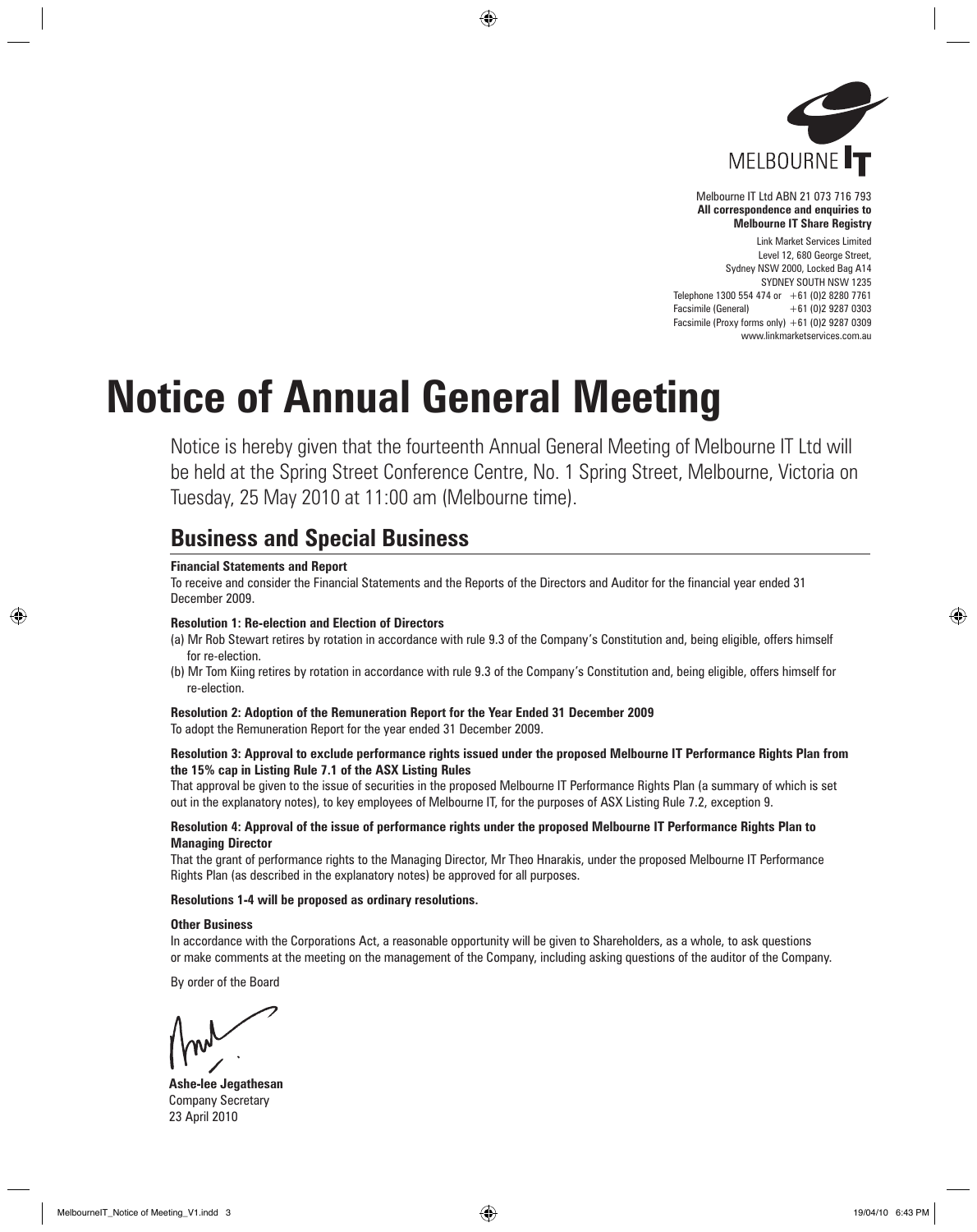MELBOURNE IT

Melbourne IT Ltd ABN 21 073 716 793
**All correspondence and enquiries to**
**Melbourne IT Share Registry**

Link Market Services Limited
Level 12, 680 George Street,
Sydney NSW 2000, Locked Bag A14
SYDNEY SOUTH NSW 1235
Telephone 1300 554 474 or +61 (0)2 8280 7761
Facsimile (General) +61 (0)2 9287 0303
Facsimile (Proxy forms only) +61 (0)2 9287 0309
www.linkmarketservices.com.au

# Notice of Annual General Meeting

Notice is hereby given that the fourteenth Annual General Meeting of Melbourne IT Ltd will be held at the Spring Street Conference Centre, No. 1 Spring Street, Melbourne, Victoria on Tuesday, 25 May 2010 at 11:00 am (Melbourne time).

## Business and Special Business

**Financial Statements and Report**

To receive and consider the Financial Statements and the Reports of the Directors and Auditor for the financial year ended 31 December 2009.

**Resolution 1: Re-election and Election of Directors**

(a) Mr Rob Stewart retires by rotation in accordance with rule 9.3 of the Company's Constitution and, being eligible, offers himself for re-election.

(b) Mr Tom Kiing retires by rotation in accordance with rule 9.3 of the Company's Constitution and, being eligible, offers himself for re-election.

**Resolution 2: Adoption of the Remuneration Report for the Year Ended 31 December 2009**

To adopt the Remuneration Report for the year ended 31 December 2009.

**Resolution 3: Approval to exclude performance rights issued under the proposed Melbourne IT Performance Rights Plan from the 15% cap in Listing Rule 7.1 of the ASX Listing Rules**

That approval be given to the issue of securities in the proposed Melbourne IT Performance Rights Plan (a summary of which is set out in the explanatory notes), to key employees of Melbourne IT, for the purposes of ASX Listing Rule 7.2, exception 9.

**Resolution 4: Approval of the issue of performance rights under the proposed Melbourne IT Performance Rights Plan to Managing Director**

That the grant of performance rights to the Managing Director, Mr Theo Hnarakis, under the proposed Melbourne IT Performance Rights Plan (as described in the explanatory notes) be approved for all purposes.

**Resolutions 1-4 will be proposed as ordinary resolutions.**

**Other Business**

In accordance with the Corporations Act, a reasonable opportunity will be given to Shareholders, as a whole, to ask questions or make comments at the meeting on the management of the Company, including asking questions of the auditor of the Company.

By order of the Board

**Ashe-lee Jegathesan**
Company Secretary
23 April 2010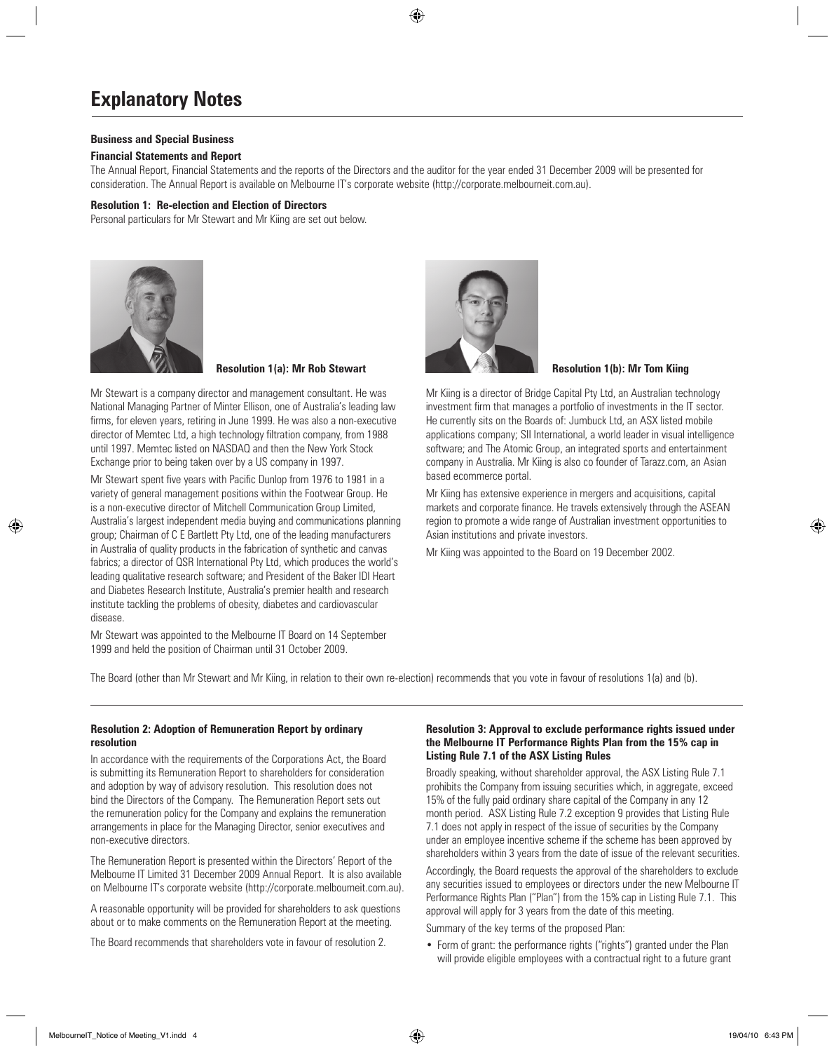# Explanatory Notes

**Business and Special Business**

**Financial Statements and Report**

The Annual Report, Financial Statements and the reports of the Directors and the auditor for the year ended 31 December 2009 will be presented for consideration. The Annual Report is available on Melbourne IT's corporate website (http://corporate.melbourneit.com.au).

**Resolution 1: Re-election and Election of Directors**

Personal particulars for Mr Stewart and Mr Kiing are set out below.

**Resolution 1(a): Mr Rob Stewart**

Mr Stewart is a company director and management consultant. He was National Managing Partner of Minter Ellison, one of Australia's leading law firms, for eleven years, retiring in June 1999. He was also a non-executive director of Memtec Ltd, a high technology filtration company, from 1988 until 1997. Memtec listed on NASDAQ and then the New York Stock Exchange prior to being taken over by a US company in 1997.

Mr Stewart spent five years with Pacific Dunlop from 1976 to 1981 in a variety of general management positions within the Footwear Group. He is a non-executive director of Mitchell Communication Group Limited, Australia's largest independent media buying and communications planning group; Chairman of C E Bartlett Pty Ltd, one of the leading manufacturers in Australia of quality products in the fabrication of synthetic and canvas fabrics; a director of QSR International Pty Ltd, which produces the world's leading qualitative research software; and President of the Baker IDI Heart and Diabetes Research Institute, Australia's premier health and research institute tackling the problems of obesity, diabetes and cardiovascular disease.

Mr Stewart was appointed to the Melbourne IT Board on 14 September 1999 and held the position of Chairman until 31 October 2009.

**Resolution 1(b): Mr Tom Kiing**

Mr Kiing is a director of Bridge Capital Pty Ltd, an Australian technology investment firm that manages a portfolio of investments in the IT sector. He currently sits on the Boards of: Jumbuck Ltd, an ASX listed mobile applications company; SII International, a world leader in visual intelligence software; and The Atomic Group, an integrated sports and entertainment company in Australia. Mr Kiing is also co founder of Tarazz.com, an Asian based ecommerce portal.

Mr Kiing has extensive experience in mergers and acquisitions, capital markets and corporate finance. He travels extensively through the ASEAN region to promote a wide range of Australian investment opportunities to Asian institutions and private investors.

Mr Kiing was appointed to the Board on 19 December 2002.

The Board (other than Mr Stewart and Mr Kiing, in relation to their own re-election) recommends that you vote in favour of resolutions 1(a) and (b).

**Resolution 2: Adoption of Remuneration Report by ordinary resolution**

In accordance with the requirements of the Corporations Act, the Board is submitting its Remuneration Report to shareholders for consideration and adoption by way of advisory resolution. This resolution does not bind the Directors of the Company. The Remuneration Report sets out the remuneration policy for the Company and explains the remuneration arrangements in place for the Managing Director, senior executives and non-executive directors.

The Remuneration Report is presented within the Directors' Report of the Melbourne IT Limited 31 December 2009 Annual Report. It is also available on Melbourne IT's corporate website (http://corporate.melbourneit.com.au).

A reasonable opportunity will be provided for shareholders to ask questions about or to make comments on the Remuneration Report at the meeting.

The Board recommends that shareholders vote in favour of resolution 2.

**Resolution 3: Approval to exclude performance rights issued under the Melbourne IT Performance Rights Plan from the 15% cap in Listing Rule 7.1 of the ASX Listing Rules**

Broadly speaking, without shareholder approval, the ASX Listing Rule 7.1 prohibits the Company from issuing securities which, in aggregate, exceed 15% of the fully paid ordinary share capital of the Company in any 12 month period. ASX Listing Rule 7.2 exception 9 provides that Listing Rule 7.1 does not apply in respect of the issue of securities by the Company under an employee incentive scheme if the scheme has been approved by shareholders within 3 years from the date of issue of the relevant securities.

Accordingly, the Board requests the approval of the shareholders to exclude any securities issued to employees or directors under the new Melbourne IT Performance Rights Plan ("Plan") from the 15% cap in Listing Rule 7.1. This approval will apply for 3 years from the date of this meeting.

Summary of the key terms of the proposed Plan:

- Form of grant: the performance rights ("rights") granted under the Plan will provide eligible employees with a contractual right to a future grant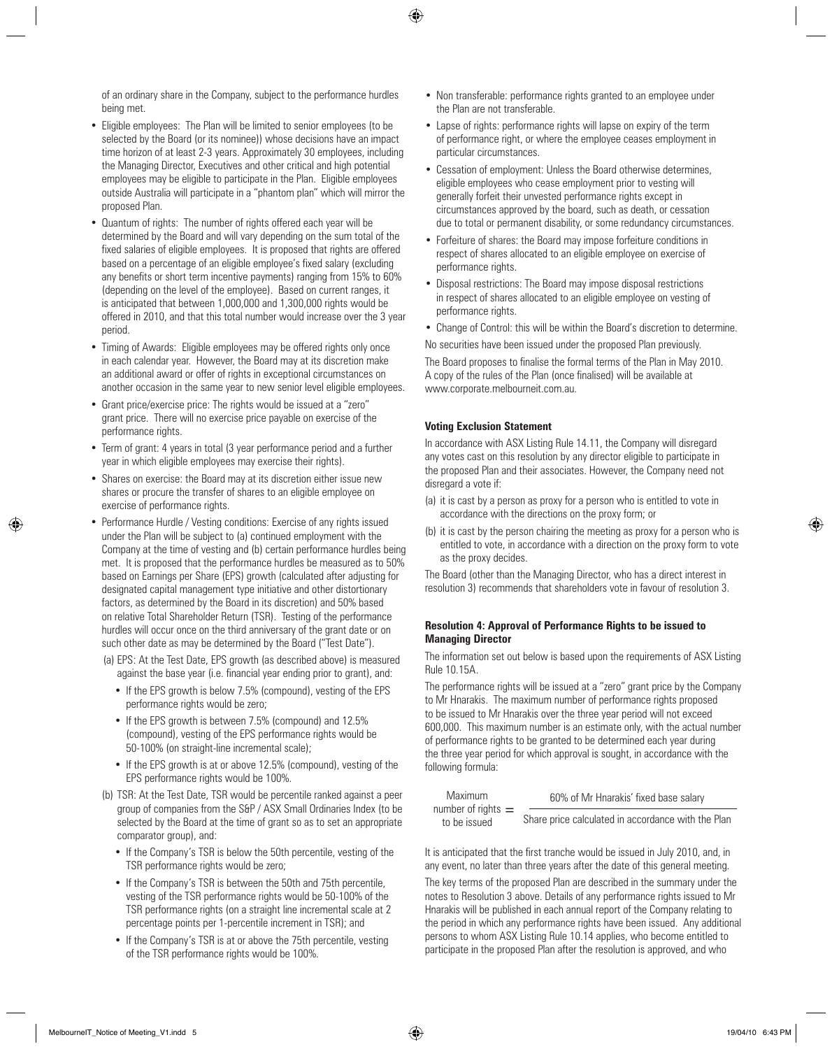of an ordinary share in the Company, subject to the performance hurdles being met.

- Eligible employees: The Plan will be limited to senior employees (to be selected by the Board (or its nominee)) whose decisions have an impact time horizon of at least 2-3 years. Approximately 30 employees, including the Managing Director, Executives and other critical and high potential employees may be eligible to participate in the Plan. Eligible employees outside Australia will participate in a "phantom plan" which will mirror the proposed Plan.
- Quantum of rights: The number of rights offered each year will be determined by the Board and will vary depending on the sum total of the fixed salaries of eligible employees. It is proposed that rights are offered based on a percentage of an eligible employee's fixed salary (excluding any benefits or short term incentive payments) ranging from 15% to 60% (depending on the level of the employee). Based on current ranges, it is anticipated that between 1,000,000 and 1,300,000 rights would be offered in 2010, and that this total number would increase over the 3 year period.
- Timing of Awards: Eligible employees may be offered rights only once in each calendar year. However, the Board may at its discretion make an additional award or offer of rights in exceptional circumstances on another occasion in the same year to new senior level eligible employees.
- Grant price/exercise price: The rights would be issued at a "zero" grant price. There will no exercise price payable on exercise of the performance rights.
- Term of grant: 4 years in total (3 year performance period and a further year in which eligible employees may exercise their rights).
- Shares on exercise: the Board may at its discretion either issue new shares or procure the transfer of shares to an eligible employee on exercise of performance rights.
- Performance Hurdle / Vesting conditions: Exercise of any rights issued under the Plan will be subject to (a) continued employment with the Company at the time of vesting and (b) certain performance hurdles being met. It is proposed that the performance hurdles be measured as to 50% based on Earnings per Share (EPS) growth (calculated after adjusting for designated capital management type initiative and other distortionary factors, as determined by the Board in its discretion) and 50% based on relative Total Shareholder Return (TSR). Testing of the performance hurdles will occur once on the third anniversary of the grant date or on such other date as may be determined by the Board ("Test Date").
  - (a) EPS: At the Test Date, EPS growth (as described above) is measured against the base year (i.e. financial year ending prior to grant), and:
    - If the EPS growth is below 7.5% (compound), vesting of the EPS performance rights would be zero;
    - If the EPS growth is between 7.5% (compound) and 12.5% (compound), vesting of the EPS performance rights would be 50-100% (on straight-line incremental scale);
    - If the EPS growth is at or above 12.5% (compound), vesting of the EPS performance rights would be 100%.
  - (b) TSR: At the Test Date, TSR would be percentile ranked against a peer group of companies from the S&P / ASX Small Ordinaries Index (to be selected by the Board at the time of grant so as to set an appropriate comparator group), and:
    - If the Company's TSR is below the 50th percentile, vesting of the TSR performance rights would be zero;
    - If the Company's TSR is between the 50th and 75th percentile, vesting of the TSR performance rights would be 50-100% of the TSR performance rights (on a straight line incremental scale at 2 percentage points per 1-percentile increment in TSR); and
    - If the Company's TSR is at or above the 75th percentile, vesting of the TSR performance rights would be 100%.
- Non transferable: performance rights granted to an employee under the Plan are not transferable.
- Lapse of rights: performance rights will lapse on expiry of the term of performance right, or where the employee ceases employment in particular circumstances.
- Cessation of employment: Unless the Board otherwise determines, eligible employees who cease employment prior to vesting will generally forfeit their unvested performance rights except in circumstances approved by the board, such as death, or cessation due to total or permanent disability, or some redundancy circumstances.
- Forfeiture of shares: the Board may impose forfeiture conditions in respect of shares allocated to an eligible employee on exercise of performance rights.
- Disposal restrictions: The Board may impose disposal restrictions in respect of shares allocated to an eligible employee on vesting of performance rights.
- Change of Control: this will be within the Board's discretion to determine.

No securities have been issued under the proposed Plan previously.

The Board proposes to finalise the formal terms of the Plan in May 2010. A copy of the rules of the Plan (once finalised) will be available at www.corporate.melbourneit.com.au.

**Voting Exclusion Statement**

In accordance with ASX Listing Rule 14.11, the Company will disregard any votes cast on this resolution by any director eligible to participate in the proposed Plan and their associates. However, the Company need not disregard a vote if:

(a) it is cast by a person as proxy for a person who is entitled to vote in accordance with the directions on the proxy form; or

(b) it is cast by the person chairing the meeting as proxy for a person who is entitled to vote, in accordance with a direction on the proxy form to vote as the proxy decides.

The Board (other than the Managing Director, who has a direct interest in resolution 3) recommends that shareholders vote in favour of resolution 3.

**Resolution 4: Approval of Performance Rights to be issued to Managing Director**

The information set out below is based upon the requirements of ASX Listing Rule 10.15A.

The performance rights will be issued at a "zero" grant price by the Company to Mr Hnarakis. The maximum number of performance rights proposed to be issued to Mr Hnarakis over the three year period will not exceed 600,000. This maximum number is an estimate only, with the actual number of performance rights to be granted to be determined each year during the three year period for which approval is sought, in accordance with the following formula:

$$\text{Maximum number of rights to be issued} = \frac{\text{60\% of Mr Hnarakis' fixed base salary}}{\text{Share price calculated in accordance with the Plan}}$$

It is anticipated that the first tranche would be issued in July 2010, and, in any event, no later than three years after the date of this general meeting.

The key terms of the proposed Plan are described in the summary under the notes to Resolution 3 above. Details of any performance rights issued to Mr Hnarakis will be published in each annual report of the Company relating to the period in which any performance rights have been issued. Any additional persons to whom ASX Listing Rule 10.14 applies, who become entitled to participate in the proposed Plan after the resolution is approved, and who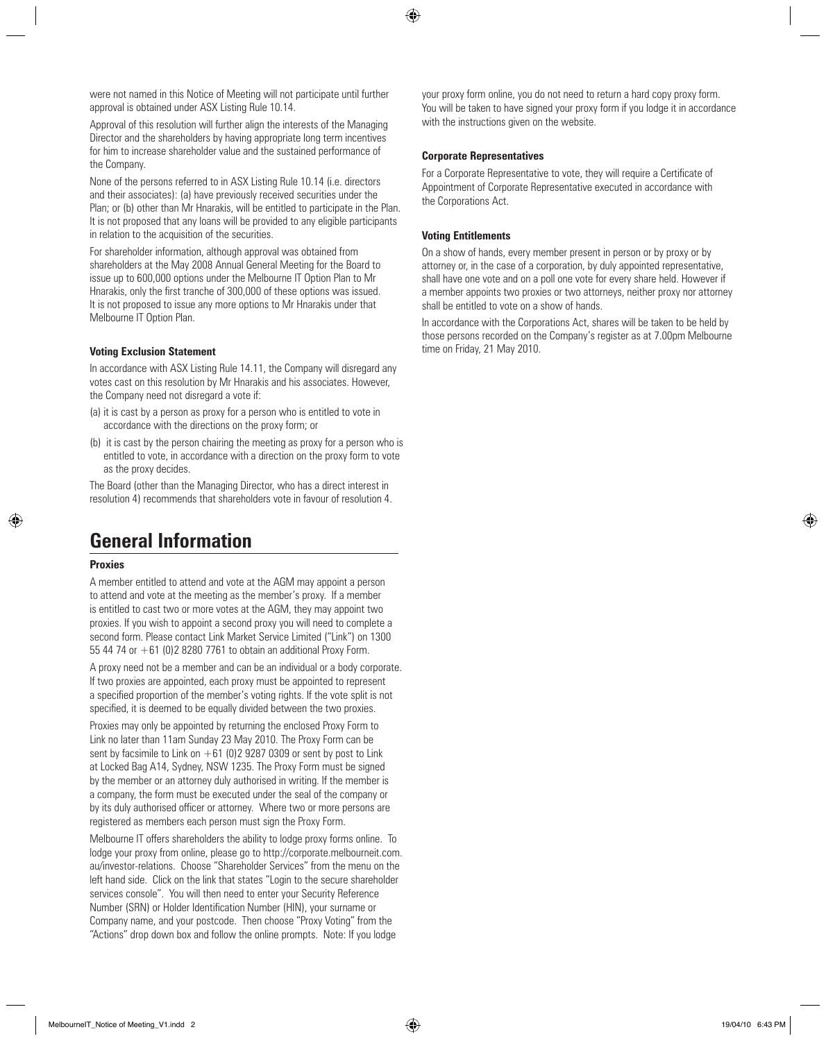were not named in this Notice of Meeting will not participate until further approval is obtained under ASX Listing Rule 10.14.

Approval of this resolution will further align the interests of the Managing Director and the shareholders by having appropriate long term incentives for him to increase shareholder value and the sustained performance of the Company.

None of the persons referred to in ASX Listing Rule 10.14 (i.e. directors and their associates): (a) have previously received securities under the Plan; or (b) other than Mr Hnarakis, will be entitled to participate in the Plan. It is not proposed that any loans will be provided to any eligible participants in relation to the acquisition of the securities.

For shareholder information, although approval was obtained from shareholders at the May 2008 Annual General Meeting for the Board to issue up to 600,000 options under the Melbourne IT Option Plan to Mr Hnarakis, only the first tranche of 300,000 of these options was issued. It is not proposed to issue any more options to Mr Hnarakis under that Melbourne IT Option Plan.

**Voting Exclusion Statement**

In accordance with ASX Listing Rule 14.11, the Company will disregard any votes cast on this resolution by Mr Hnarakis and his associates. However, the Company need not disregard a vote if:

(a) it is cast by a person as proxy for a person who is entitled to vote in accordance with the directions on the proxy form; or

(b) it is cast by the person chairing the meeting as proxy for a person who is entitled to vote, in accordance with a direction on the proxy form to vote as the proxy decides.

The Board (other than the Managing Director, who has a direct interest in resolution 4) recommends that shareholders vote in favour of resolution 4.

# General Information

**Proxies**

A member entitled to attend and vote at the AGM may appoint a person to attend and vote at the meeting as the member's proxy. If a member is entitled to cast two or more votes at the AGM, they may appoint two proxies. If you wish to appoint a second proxy you will need to complete a second form. Please contact Link Market Service Limited ("Link") on 1300 55 44 74 or +61 (0)2 8280 7761 to obtain an additional Proxy Form.

A proxy need not be a member and can be an individual or a body corporate. If two proxies are appointed, each proxy must be appointed to represent a specified proportion of the member's voting rights. If the vote split is not specified, it is deemed to be equally divided between the two proxies.

Proxies may only be appointed by returning the enclosed Proxy Form to Link no later than 11am Sunday 23 May 2010. The Proxy Form can be sent by facsimile to Link on +61 (0)2 9287 0309 or sent by post to Link at Locked Bag A14, Sydney, NSW 1235. The Proxy Form must be signed by the member or an attorney duly authorised in writing. If the member is a company, the form must be executed under the seal of the company or by its duly authorised officer or attorney. Where two or more persons are registered as members each person must sign the Proxy Form.

Melbourne IT offers shareholders the ability to lodge proxy forms online. To lodge your proxy from online, please go to http://corporate.melbourneit.com.au/investor-relations. Choose "Shareholder Services" from the menu on the left hand side. Click on the link that states "Login to the secure shareholder services console". You will then need to enter your Security Reference Number (SRN) or Holder Identification Number (HIN), your surname or Company name, and your postcode. Then choose "Proxy Voting" from the "Actions" drop down box and follow the online prompts. Note: If you lodge your proxy form online, you do not need to return a hard copy proxy form. You will be taken to have signed your proxy form if you lodge it in accordance with the instructions given on the website.

**Corporate Representatives**

For a Corporate Representative to vote, they will require a Certificate of Appointment of Corporate Representative executed in accordance with the Corporations Act.

**Voting Entitlements**

On a show of hands, every member present in person or by proxy or by attorney or, in the case of a corporation, by duly appointed representative, shall have one vote and on a poll one vote for every share held. However if a member appoints two proxies or two attorneys, neither proxy nor attorney shall be entitled to vote on a show of hands.

In accordance with the Corporations Act, shares will be taken to be held by those persons recorded on the Company's register as at 7.00pm Melbourne time on Friday, 21 May 2010.